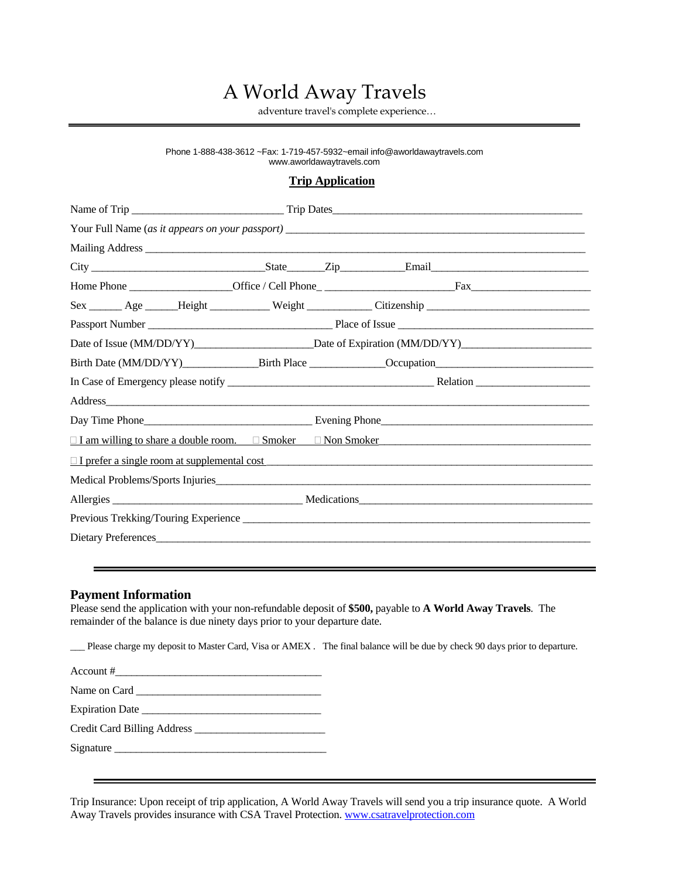# A World Away Travels

adventure travel's complete experience…

Phone 1-888-438-3612 ~Fax: 1-719-457-5932~email info@aworldawaytravels.com
www.aworldawaytravels.com

## Trip Application

Name of Trip ___________________________ Trip Dates_____________________________________________

Your Full Name (*as it appears on your passport)* ______________________________________________________

Mailing Address ______________________________________________________________________________

City _______________________________State_______Zip___________Email___________________________

Home Phone __________________Office / Cell Phone_ ______________________Fax_____________________

Sex ______ Age ______Height ___________ Weight ___________ Citizenship _____________________________

Passport Number _________________________________ Place of Issue ___________________________________

Date of Issue (MM/DD/YY)______________________Date of Expiration (MM/DD/YY)_______________________

Birth Date (MM/DD/YY)_____________Birth Place _____________Occupation____________________________

In Case of Emergency please notify _____________________________________ Relation ____________________

Address______________________________________________________________________________________

Day Time Phone______________________________ Evening Phone_____________________________________

☐ I am willing to share a double room.  ☐ Smoker  ☐ Non Smoker

☐ I prefer a single room at supplemental cost

Medical Problems/Sports Injuries_______________________________________________________________

Allergies __________________________________ Medications____________________________________________

Previous Trekking/Touring Experience ____________________________________________________________

Dietary Preferences_____________________________________________________________________________

## Payment Information

Please send the application with your non-refundable deposit of **$500,** payable to **A World Away Travels**. The remainder of the balance is due ninety days prior to your departure date.

___ Please charge my deposit to Master Card, Visa or AMEX . The final balance will be due by check 90 days prior to departure.

Account #_____________________________________

Name on Card __________________________________

Expiration Date ________________________________

Credit Card Billing Address _______________________

Signature ______________________________________

Trip Insurance: Upon receipt of trip application, A World Away Travels will send you a trip insurance quote. A World Away Travels provides insurance with CSA Travel Protection. www.csatravelprotection.com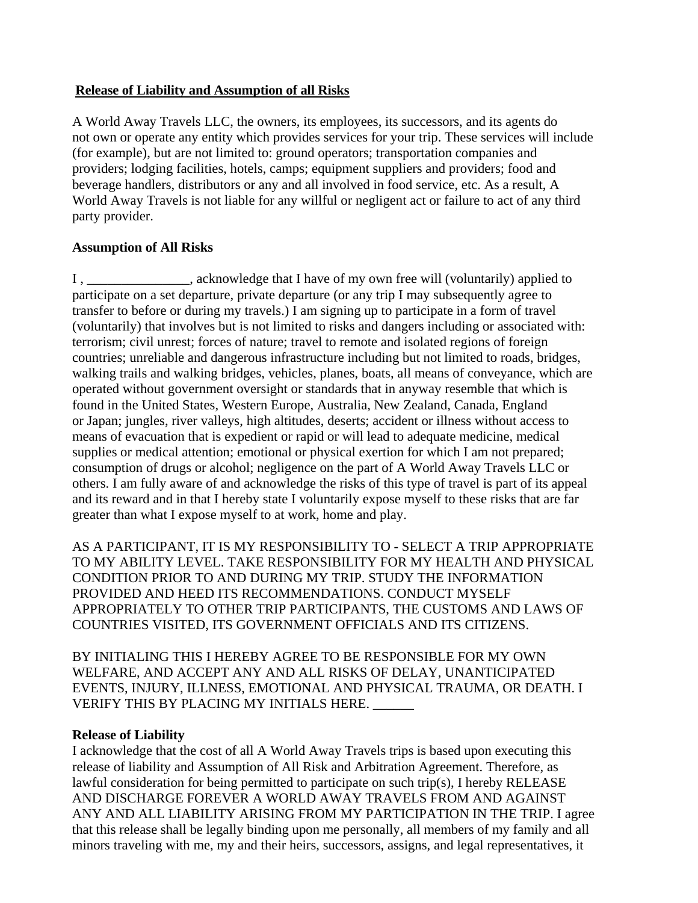**Release of Liability and Assumption of all Risks**

A World Away Travels LLC, the owners, its employees, its successors, and its agents do not own or operate any entity which provides services for your trip. These services will include (for example), but are not limited to: ground operators; transportation companies and providers; lodging facilities, hotels, camps; equipment suppliers and providers; food and beverage handlers, distributors or any and all involved in food service, etc. As a result, A World Away Travels is not liable for any willful or negligent act or failure to act of any third party provider.

**Assumption of All Risks**

I , _______________, acknowledge that I have of my own free will (voluntarily) applied to participate on a set departure, private departure (or any trip I may subsequently agree to transfer to before or during my travels.) I am signing up to participate in a form of travel (voluntarily) that involves but is not limited to risks and dangers including or associated with: terrorism; civil unrest; forces of nature; travel to remote and isolated regions of foreign countries; unreliable and dangerous infrastructure including but not limited to roads, bridges, walking trails and walking bridges, vehicles, planes, boats, all means of conveyance, which are operated without government oversight or standards that in anyway resemble that which is found in the United States, Western Europe, Australia, New Zealand, Canada, England or Japan; jungles, river valleys, high altitudes, deserts; accident or illness without access to means of evacuation that is expedient or rapid or will lead to adequate medicine, medical supplies or medical attention; emotional or physical exertion for which I am not prepared; consumption of drugs or alcohol; negligence on the part of A World Away Travels LLC or others. I am fully aware of and acknowledge the risks of this type of travel is part of its appeal and its reward and in that I hereby state I voluntarily expose myself to these risks that are far greater than what I expose myself to at work, home and play.

AS A PARTICIPANT, IT IS MY RESPONSIBILITY TO - SELECT A TRIP APPROPRIATE TO MY ABILITY LEVEL. TAKE RESPONSIBILITY FOR MY HEALTH AND PHYSICAL CONDITION PRIOR TO AND DURING MY TRIP. STUDY THE INFORMATION PROVIDED AND HEED ITS RECOMMENDATIONS. CONDUCT MYSELF APPROPRIATELY TO OTHER TRIP PARTICIPANTS, THE CUSTOMS AND LAWS OF COUNTRIES VISITED, ITS GOVERNMENT OFFICIALS AND ITS CITIZENS.

BY INITIALING THIS I HEREBY AGREE TO BE RESPONSIBLE FOR MY OWN WELFARE, AND ACCEPT ANY AND ALL RISKS OF DELAY, UNANTICIPATED EVENTS, INJURY, ILLNESS, EMOTIONAL AND PHYSICAL TRAUMA, OR DEATH. I VERIFY THIS BY PLACING MY INITIALS HERE. ______

**Release of Liability**

I acknowledge that the cost of all A World Away Travels trips is based upon executing this release of liability and Assumption of All Risk and Arbitration Agreement. Therefore, as lawful consideration for being permitted to participate on such trip(s), I hereby RELEASE AND DISCHARGE FOREVER A WORLD AWAY TRAVELS FROM AND AGAINST ANY AND ALL LIABILITY ARISING FROM MY PARTICIPATION IN THE TRIP. I agree that this release shall be legally binding upon me personally, all members of my family and all minors traveling with me, my and their heirs, successors, assigns, and legal representatives, it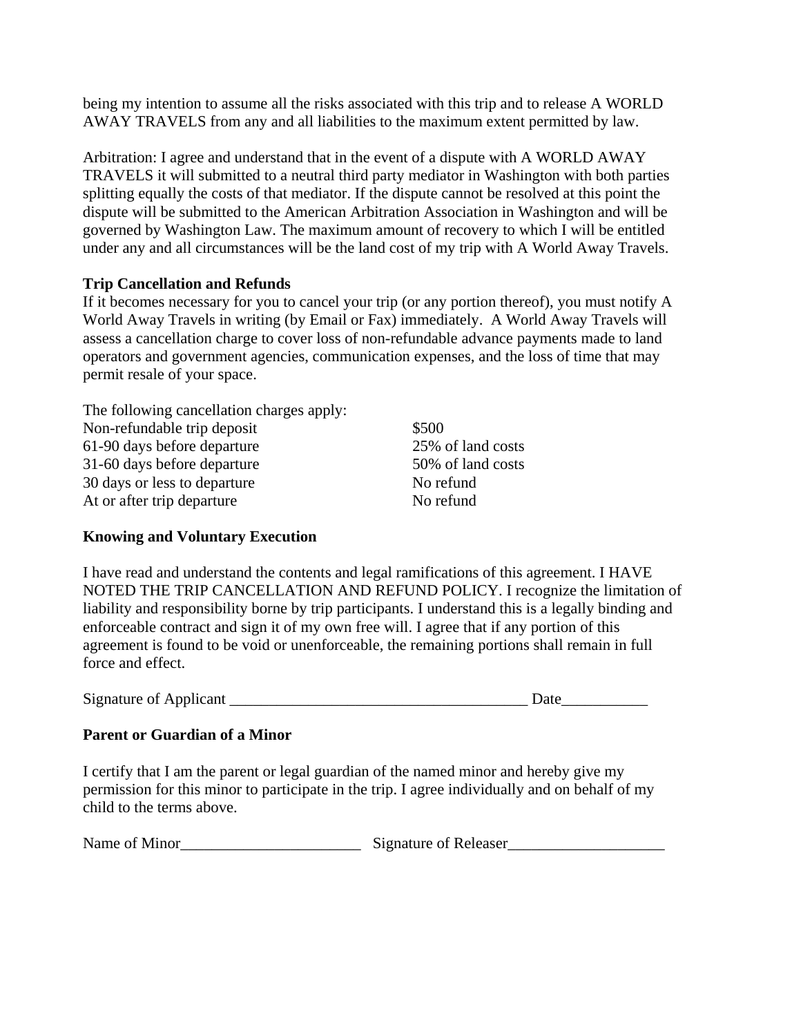being my intention to assume all the risks associated with this trip and to release A WORLD AWAY TRAVELS from any and all liabilities to the maximum extent permitted by law.

Arbitration: I agree and understand that in the event of a dispute with A WORLD AWAY TRAVELS it will submitted to a neutral third party mediator in Washington with both parties splitting equally the costs of that mediator. If the dispute cannot be resolved at this point the dispute will be submitted to the American Arbitration Association in Washington and will be governed by Washington Law. The maximum amount of recovery to which I will be entitled under any and all circumstances will be the land cost of my trip with A World Away Travels.

**Trip Cancellation and Refunds**

If it becomes necessary for you to cancel your trip (or any portion thereof), you must notify A World Away Travels in writing (by Email or Fax) immediately. A World Away Travels will assess a cancellation charge to cover loss of non-refundable advance payments made to land operators and government agencies, communication expenses, and the loss of time that may permit resale of your space.

The following cancellation charges apply:

| | |
|---|---|
| Non-refundable trip deposit | $500 |
| 61-90 days before departure | 25% of land costs |
| 31-60 days before departure | 50% of land costs |
| 30 days or less to departure | No refund |
| At or after trip departure | No refund |

**Knowing and Voluntary Execution**

I have read and understand the contents and legal ramifications of this agreement. I HAVE NOTED THE TRIP CANCELLATION AND REFUND POLICY. I recognize the limitation of liability and responsibility borne by trip participants. I understand this is a legally binding and enforceable contract and sign it of my own free will. I agree that if any portion of this agreement is found to be void or unenforceable, the remaining portions shall remain in full force and effect.

Signature of Applicant _______________________________________ Date___________

**Parent or Guardian of a Minor**

I certify that I am the parent or legal guardian of the named minor and hereby give my permission for this minor to participate in the trip. I agree individually and on behalf of my child to the terms above.

Name of Minor_______________________ Signature of Releaser____________________